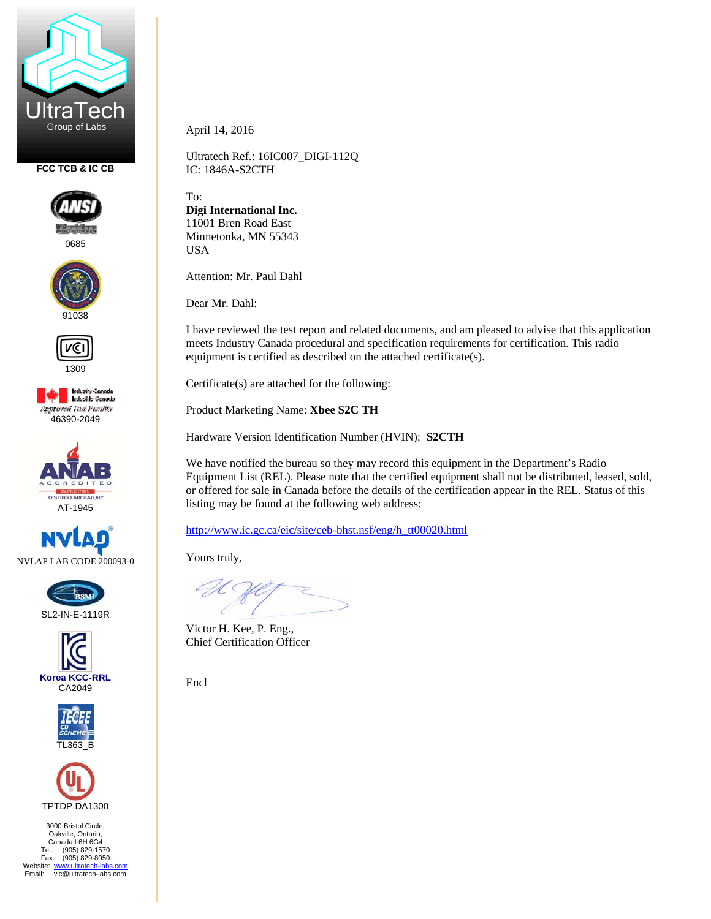UltraTech
Group of Labs

FCC TCB & IC CB

0685

91038

1309

46390-2049

AT-1945

NVLAP LAB CODE 200093-0

SL2-IN-E-1119R

Korea KCC-RRL
CA2049

TL363_B

TPTDP DA1300

3000 Bristol Circle,
Oakville, Ontario,
Canada L6H 6G4
Tel.: (905) 829-1570
Fax.: (905) 829-8050
Website: www.ultratech-labs.com
Email: vic@ultratech-labs.com

April 14, 2016

Ultratech Ref.: 16IC007_DIGI-112Q
IC: 1846A-S2CTH

To:
**Digi International Inc.**
11001 Bren Road East
Minnetonka, MN 55343
USA

Attention: Mr. Paul Dahl

Dear Mr. Dahl:

I have reviewed the test report and related documents, and am pleased to advise that this application meets Industry Canada procedural and specification requirements for certification. This radio equipment is certified as described on the attached certificate(s).

Certificate(s) are attached for the following:

Product Marketing Name: **Xbee S2C TH**

Hardware Version Identification Number (HVIN): **S2CTH**

We have notified the bureau so they may record this equipment in the Department's Radio Equipment List (REL). Please note that the certified equipment shall not be distributed, leased, sold, or offered for sale in Canada before the details of the certification appear in the REL. Status of this listing may be found at the following web address:

http://www.ic.gc.ca/eic/site/ceb-bhst.nsf/eng/h_tt00020.html

Yours truly,

Victor H. Kee, P. Eng.,
Chief Certification Officer

Encl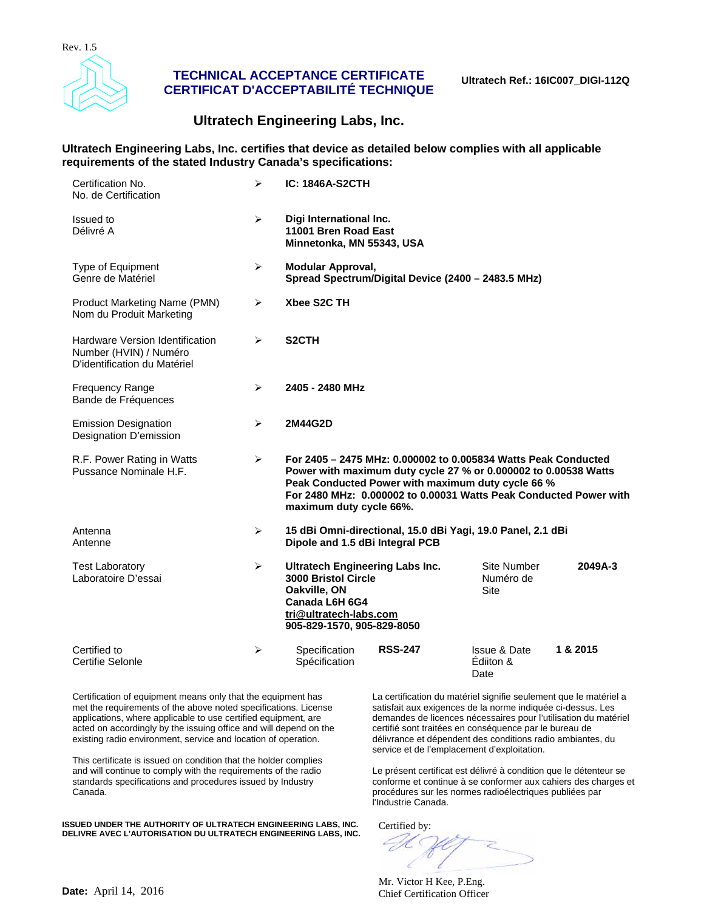Rev. 1.5

# TECHNICAL ACCEPTANCE CERTIFICATE
# CERTIFICAT D'ACCEPTABILITÉ TECHNIQUE

**Ultratech Ref.: 16IC007_DIGI-112Q**

## Ultratech Engineering Labs, Inc.

**Ultratech Engineering Labs, Inc. certifies that device as detailed below complies with all applicable requirements of the stated Industry Canada's specifications:**

| | | |
|---|---|---|
| Certification No.<br>No. de Certification | ➢ | **IC: 1846A-S2CTH** |
| Issued to<br>Délivré A | ➢ | **Digi International Inc.<br>11001 Bren Road East<br>Minnetonka, MN 55343, USA** |
| Type of Equipment<br>Genre de Matériel | ➢ | **Modular Approval,<br>Spread Spectrum/Digital Device (2400 – 2483.5 MHz)** |
| Product Marketing Name (PMN)<br>Nom du Produit Marketing | ➢ | **Xbee S2C TH** |
| Hardware Version Identification Number (HVIN) / Numéro D'identification du Matériel | ➢ | **S2CTH** |
| Frequency Range<br>Bande de Fréquences | ➢ | **2405 - 2480 MHz** |
| Emission Designation<br>Designation D'emission | ➢ | **2M44G2D** |
| R.F. Power Rating in Watts<br>Pussance Nominale H.F. | ➢ | **For 2405 – 2475 MHz: 0.000002 to 0.005834 Watts Peak Conducted Power with maximum duty cycle 27 % or 0.000002 to 0.00538 Watts Peak Conducted Power with maximum duty cycle 66 %<br>For 2480 MHz: 0.000002 to 0.00031 Watts Peak Conducted Power with maximum duty cycle 66%.** |
| Antenna<br>Antenne | ➢ | **15 dBi Omni-directional, 15.0 dBi Yagi, 19.0 Panel, 2.1 dBi Dipole and 1.5 dBi Integral PCB** |
| Test Laboratory<br>Laboratoire D'essai | ➢ | **Ultratech Engineering Labs Inc.<br>3000 Bristol Circle<br>Oakville, ON<br>Canada L6H 6G4<br>tri@ultratech-labs.com<br>905-829-1570, 905-829-8050**<br>Site Number / Numéro de Site: **2049A-3** |
| Certified to<br>Certifie Selonle | ➢ | Specification / Spécification: **RSS-247**<br>Issue & Date / Édiiton & Date: **1 & 2015** |

Certification of equipment means only that the equipment has met the requirements of the above noted specifications. License applications, where applicable to use certified equipment, are acted on accordingly by the issuing office and will depend on the existing radio environment, service and location of operation.

This certificate is issued on condition that the holder complies and will continue to comply with the requirements of the radio standards specifications and procedures issued by Industry Canada.

La certification du matériel signifie seulement que le matériel a satisfait aux exigences de la norme indiquée ci-dessus. Les demandes de licences nécessaires pour l'utilisation du matériel certifié sont traitées en conséquence par le bureau de délivrance et dépendent des conditions radio ambiantes, du service et de l'emplacement d'exploitation.

Le présent certificat est délivré à condition que le détenteur se conforme et continue à se conformer aux cahiers des charges et procédures sur les normes radioélectriques publiées par l'Industrie Canada.

**ISSUED UNDER THE AUTHORITY OF ULTRATECH ENGINEERING LABS, INC.**
**DELIVRE AVEC L'AUTORISATION DU ULTRATECH ENGINEERING LABS, INC.**

Certified by:

Mr. Victor H Kee, P.Eng.
Chief Certification Officer

**Date:** April 14, 2016